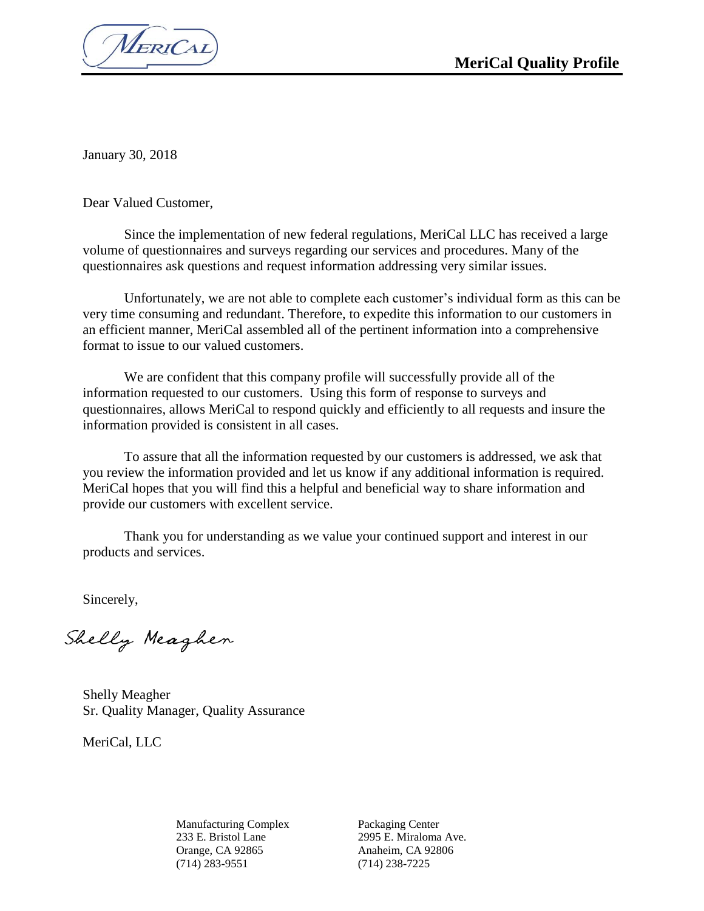# MeriCal Quality Profile

January 30, 2018

Dear Valued Customer,

Since the implementation of new federal regulations, MeriCal LLC has received a large volume of questionnaires and surveys regarding our services and procedures. Many of the questionnaires ask questions and request information addressing very similar issues.

Unfortunately, we are not able to complete each customer's individual form as this can be very time consuming and redundant. Therefore, to expedite this information to our customers in an efficient manner, MeriCal assembled all of the pertinent information into a comprehensive format to issue to our valued customers.

We are confident that this company profile will successfully provide all of the information requested to our customers. Using this form of response to surveys and questionnaires, allows MeriCal to respond quickly and efficiently to all requests and insure the information provided is consistent in all cases.

To assure that all the information requested by our customers is addressed, we ask that you review the information provided and let us know if any additional information is required. MeriCal hopes that you will find this a helpful and beneficial way to share information and provide our customers with excellent service.

Thank you for understanding as we value your continued support and interest in our products and services.

Sincerely,

Shelly Meagher

Shelly Meagher
Sr. Quality Manager, Quality Assurance

MeriCal, LLC

Manufacturing Complex
233 E. Bristol Lane
Orange, CA 92865
(714) 283-9551

Packaging Center
2995 E. Miraloma Ave.
Anaheim, CA 92806
(714) 238-7225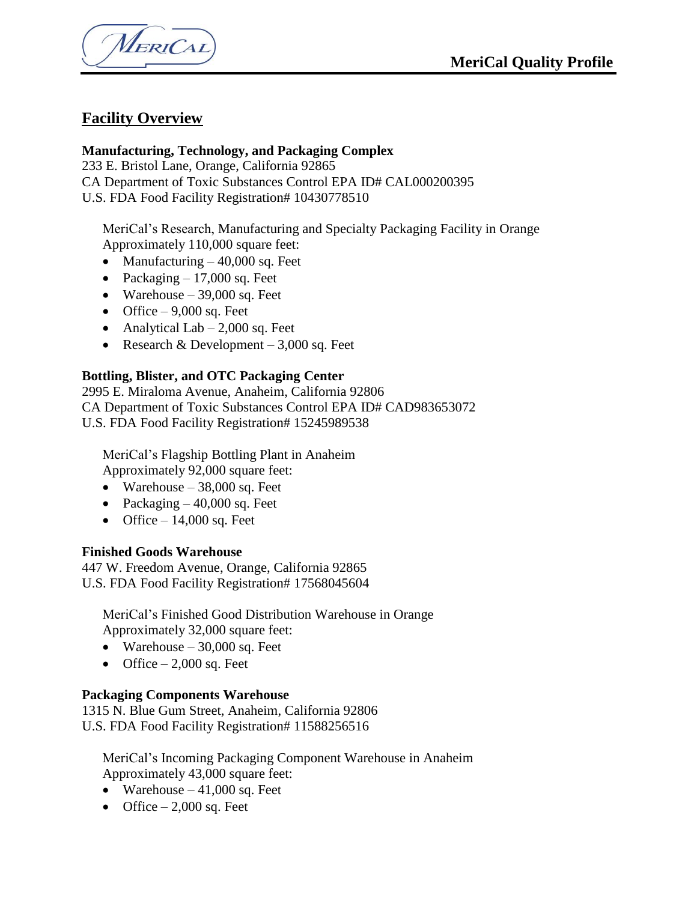## Facility Overview

**Manufacturing, Technology, and Packaging Complex**
233 E. Bristol Lane, Orange, California 92865
CA Department of Toxic Substances Control EPA ID# CAL000200395
U.S. FDA Food Facility Registration# 10430778510

MeriCal's Research, Manufacturing and Specialty Packaging Facility in Orange
Approximately 110,000 square feet:

- Manufacturing – 40,000 sq. Feet
- Packaging – 17,000 sq. Feet
- Warehouse – 39,000 sq. Feet
- Office – 9,000 sq. Feet
- Analytical Lab – 2,000 sq. Feet
- Research & Development – 3,000 sq. Feet

**Bottling, Blister, and OTC Packaging Center**
2995 E. Miraloma Avenue, Anaheim, California 92806
CA Department of Toxic Substances Control EPA ID# CAD983653072
U.S. FDA Food Facility Registration# 15245989538

MeriCal's Flagship Bottling Plant in Anaheim
Approximately 92,000 square feet:

- Warehouse – 38,000 sq. Feet
- Packaging – 40,000 sq. Feet
- Office – 14,000 sq. Feet

**Finished Goods Warehouse**
447 W. Freedom Avenue, Orange, California 92865
U.S. FDA Food Facility Registration# 17568045604

MeriCal's Finished Good Distribution Warehouse in Orange
Approximately 32,000 square feet:

- Warehouse – 30,000 sq. Feet
- Office – 2,000 sq. Feet

**Packaging Components Warehouse**
1315 N. Blue Gum Street, Anaheim, California 92806
U.S. FDA Food Facility Registration# 11588256516

MeriCal's Incoming Packaging Component Warehouse in Anaheim
Approximately 43,000 square feet:

- Warehouse – 41,000 sq. Feet
- Office – 2,000 sq. Feet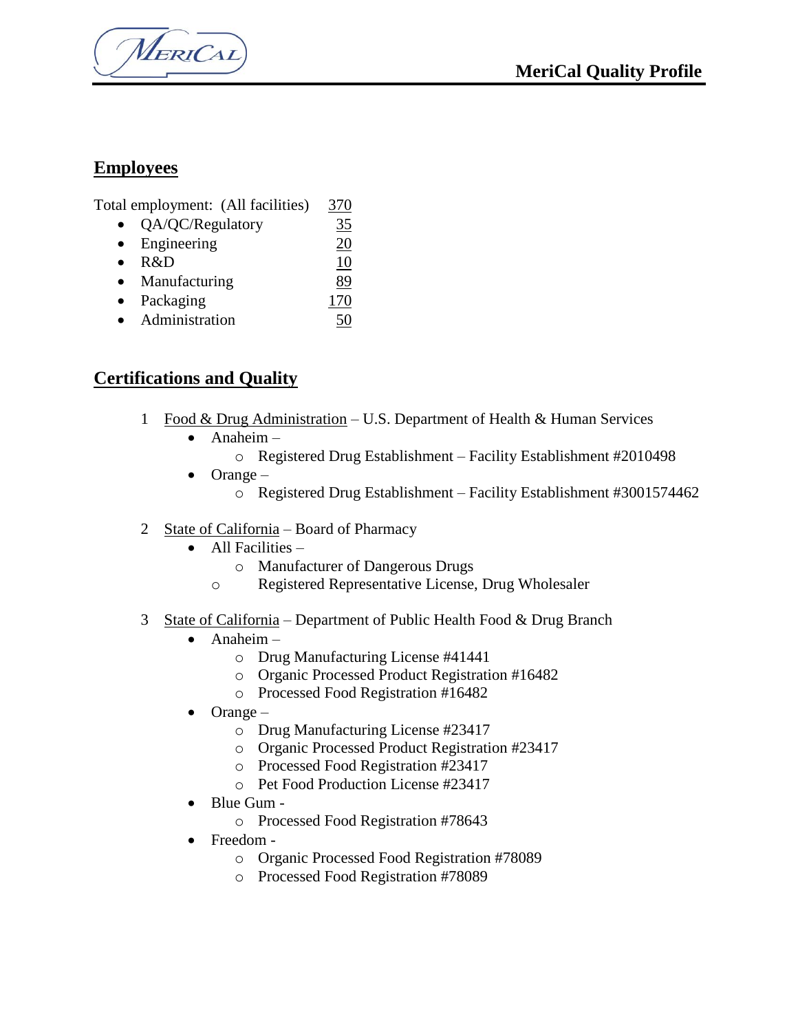## Employees

| Total employment: (All facilities) | 370 |
| --- | --- |
| • QA/QC/Regulatory | 35 |
| • Engineering | 20 |
| • R&D | 10 |
| • Manufacturing | 89 |
| • Packaging | 170 |
| • Administration | 50 |

## Certifications and Quality

1. Food & Drug Administration – U.S. Department of Health & Human Services
   - Anaheim –
     - Registered Drug Establishment – Facility Establishment #2010498
   - Orange –
     - Registered Drug Establishment – Facility Establishment #3001574462

2. State of California – Board of Pharmacy
   - All Facilities –
     - Manufacturer of Dangerous Drugs
     - Registered Representative License, Drug Wholesaler

3. State of California – Department of Public Health Food & Drug Branch
   - Anaheim –
     - Drug Manufacturing License #41441
     - Organic Processed Product Registration #16482
     - Processed Food Registration #16482
   - Orange –
     - Drug Manufacturing License #23417
     - Organic Processed Product Registration #23417
     - Processed Food Registration #23417
     - Pet Food Production License #23417
   - Blue Gum -
     - Processed Food Registration #78643
   - Freedom -
     - Organic Processed Food Registration #78089
     - Processed Food Registration #78089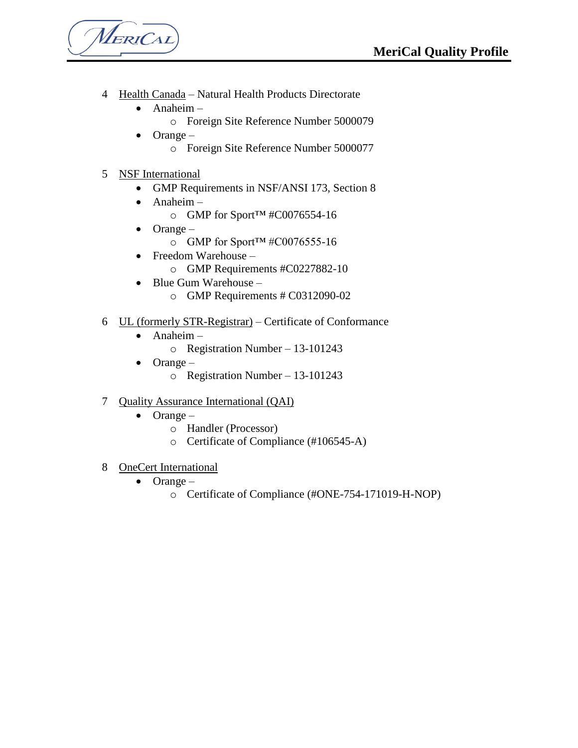4 Health Canada – Natural Health Products Directorate
- Anaheim –
  - Foreign Site Reference Number 5000079
- Orange –
  - Foreign Site Reference Number 5000077

5 NSF International
- GMP Requirements in NSF/ANSI 173, Section 8
- Anaheim –
  - GMP for Sport™ #C0076554-16
- Orange –
  - GMP for Sport™ #C0076555-16
- Freedom Warehouse –
  - GMP Requirements #C0227882-10
- Blue Gum Warehouse –
  - GMP Requirements # C0312090-02

6 UL (formerly STR-Registrar) – Certificate of Conformance
- Anaheim –
  - Registration Number – 13-101243
- Orange –
  - Registration Number – 13-101243

7 Quality Assurance International (QAI)
- Orange –
  - Handler (Processor)
  - Certificate of Compliance (#106545-A)

8 OneCert International
- Orange –
  - Certificate of Compliance (#ONE-754-171019-H-NOP)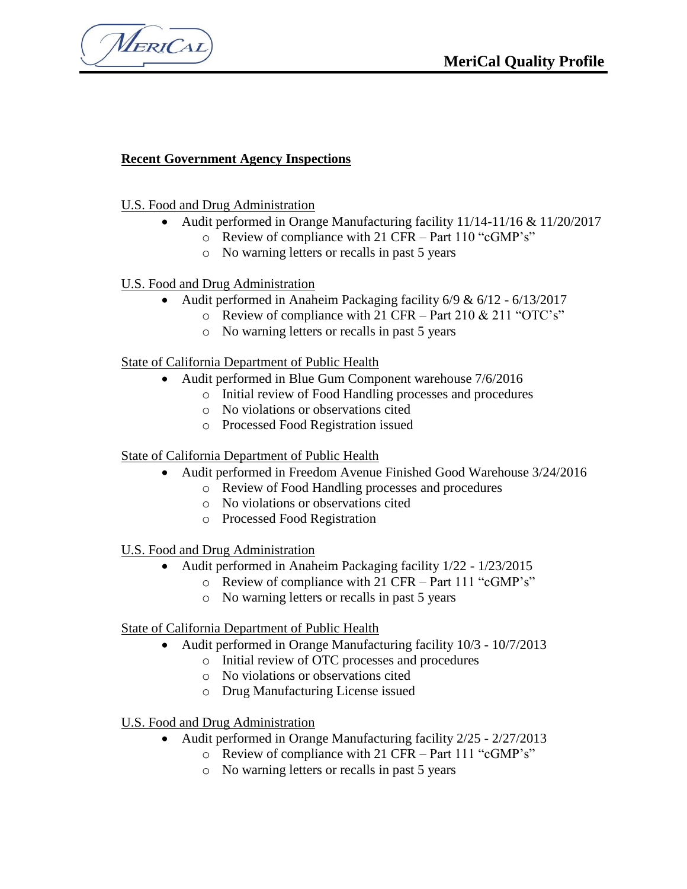**Recent Government Agency Inspections**

U.S. Food and Drug Administration

- Audit performed in Orange Manufacturing facility 11/14-11/16 & 11/20/2017
  - Review of compliance with 21 CFR – Part 110 "cGMP's"
  - No warning letters or recalls in past 5 years

U.S. Food and Drug Administration

- Audit performed in Anaheim Packaging facility 6/9 & 6/12 - 6/13/2017
  - Review of compliance with 21 CFR – Part 210 & 211 "OTC's"
  - No warning letters or recalls in past 5 years

State of California Department of Public Health

- Audit performed in Blue Gum Component warehouse 7/6/2016
  - Initial review of Food Handling processes and procedures
  - No violations or observations cited
  - Processed Food Registration issued

State of California Department of Public Health

- Audit performed in Freedom Avenue Finished Good Warehouse 3/24/2016
  - Review of Food Handling processes and procedures
  - No violations or observations cited
  - Processed Food Registration

U.S. Food and Drug Administration

- Audit performed in Anaheim Packaging facility 1/22 - 1/23/2015
  - Review of compliance with 21 CFR – Part 111 "cGMP's"
  - No warning letters or recalls in past 5 years

State of California Department of Public Health

- Audit performed in Orange Manufacturing facility 10/3 - 10/7/2013
  - Initial review of OTC processes and procedures
  - No violations or observations cited
  - Drug Manufacturing License issued

U.S. Food and Drug Administration

- Audit performed in Orange Manufacturing facility 2/25 - 2/27/2013
  - Review of compliance with 21 CFR – Part 111 "cGMP's"
  - No warning letters or recalls in past 5 years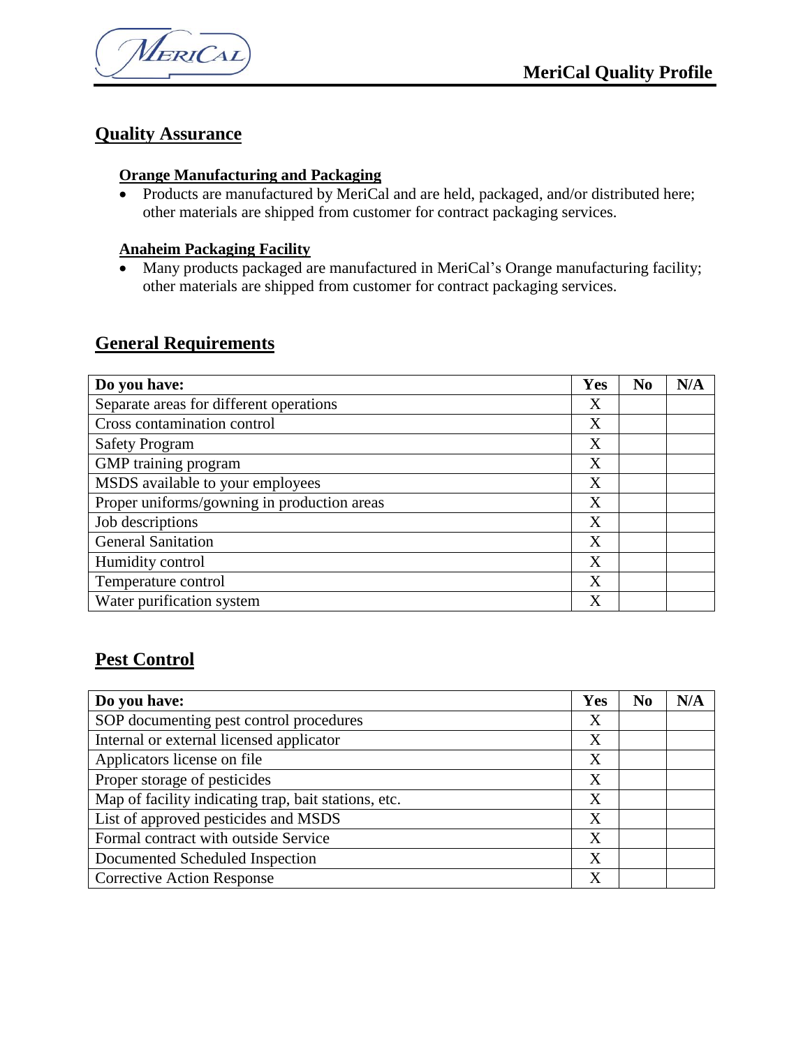## Quality Assurance

### Orange Manufacturing and Packaging

- Products are manufactured by MeriCal and are held, packaged, and/or distributed here; other materials are shipped from customer for contract packaging services.

### Anaheim Packaging Facility

- Many products packaged are manufactured in MeriCal's Orange manufacturing facility; other materials are shipped from customer for contract packaging services.

## General Requirements

| Do you have: | Yes | No | N/A |
|---|---|---|---|
| Separate areas for different operations | X | | |
| Cross contamination control | X | | |
| Safety Program | X | | |
| GMP training program | X | | |
| MSDS available to your employees | X | | |
| Proper uniforms/gowning in production areas | X | | |
| Job descriptions | X | | |
| General Sanitation | X | | |
| Humidity control | X | | |
| Temperature control | X | | |
| Water purification system | X | | |

## Pest Control

| Do you have: | Yes | No | N/A |
|---|---|---|---|
| SOP documenting pest control procedures | X | | |
| Internal or external licensed applicator | X | | |
| Applicators license on file | X | | |
| Proper storage of pesticides | X | | |
| Map of facility indicating trap, bait stations, etc. | X | | |
| List of approved pesticides and MSDS | X | | |
| Formal contract with outside Service | X | | |
| Documented Scheduled Inspection | X | | |
| Corrective Action Response | X | | |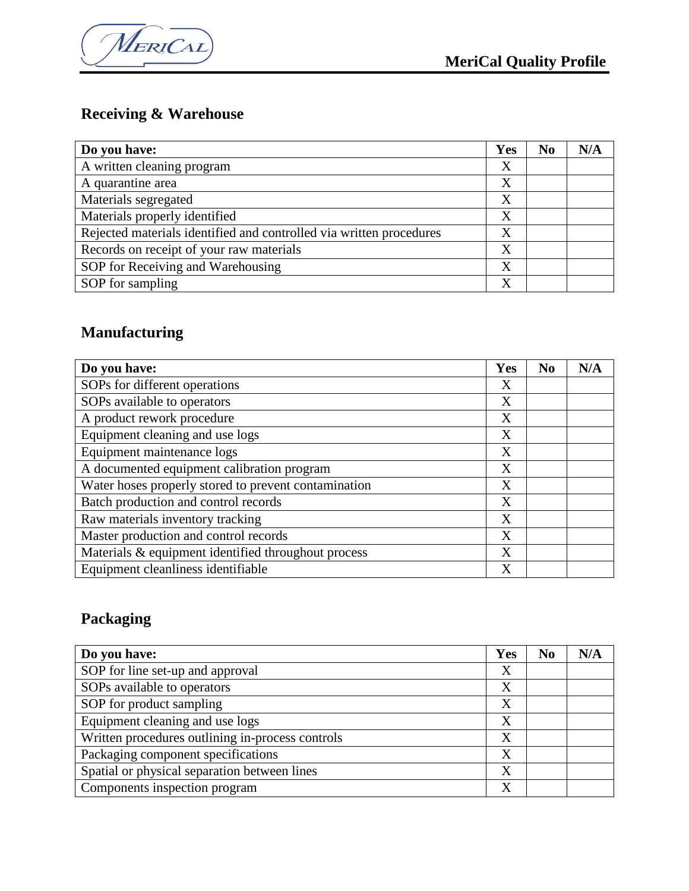## Receiving & Warehouse

| Do you have: | Yes | No | N/A |
|---|---|---|---|
| A written cleaning program | X | | |
| A quarantine area | X | | |
| Materials segregated | X | | |
| Materials properly identified | X | | |
| Rejected materials identified and controlled via written procedures | X | | |
| Records on receipt of your raw materials | X | | |
| SOP for Receiving and Warehousing | X | | |
| SOP for sampling | X | | |

## Manufacturing

| Do you have: | Yes | No | N/A |
|---|---|---|---|
| SOPs for different operations | X | | |
| SOPs available to operators | X | | |
| A product rework procedure | X | | |
| Equipment cleaning and use logs | X | | |
| Equipment maintenance logs | X | | |
| A documented equipment calibration program | X | | |
| Water hoses properly stored to prevent contamination | X | | |
| Batch production and control records | X | | |
| Raw materials inventory tracking | X | | |
| Master production and control records | X | | |
| Materials & equipment identified throughout process | X | | |
| Equipment cleanliness identifiable | X | | |

## Packaging

| Do you have: | Yes | No | N/A |
|---|---|---|---|
| SOP for line set-up and approval | X | | |
| SOPs available to operators | X | | |
| SOP for product sampling | X | | |
| Equipment cleaning and use logs | X | | |
| Written procedures outlining in-process controls | X | | |
| Packaging component specifications | X | | |
| Spatial or physical separation between lines | X | | |
| Components inspection program | X | | |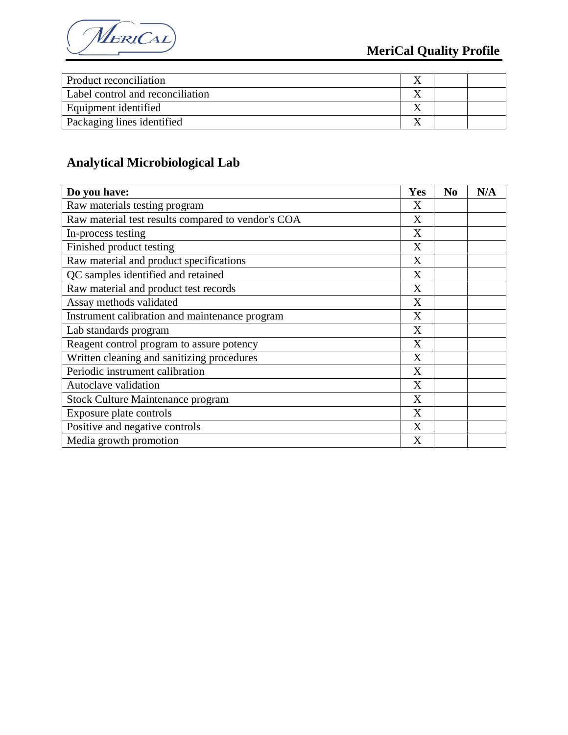| | | | |
|---|---|---|---|
| Product reconciliation | X | | |
| Label control and reconciliation | X | | |
| Equipment identified | X | | |
| Packaging lines identified | X | | |

## Analytical Microbiological Lab

| Do you have: | Yes | No | N/A |
|---|---|---|---|
| Raw materials testing program | X | | |
| Raw material test results compared to vendor's COA | X | | |
| In-process testing | X | | |
| Finished product testing | X | | |
| Raw material and product specifications | X | | |
| QC samples identified and retained | X | | |
| Raw material and product test records | X | | |
| Assay methods validated | X | | |
| Instrument calibration and maintenance program | X | | |
| Lab standards program | X | | |
| Reagent control program to assure potency | X | | |
| Written cleaning and sanitizing procedures | X | | |
| Periodic instrument calibration | X | | |
| Autoclave validation | X | | |
| Stock Culture Maintenance program | X | | |
| Exposure plate controls | X | | |
| Positive and negative controls | X | | |
| Media growth promotion | X | | |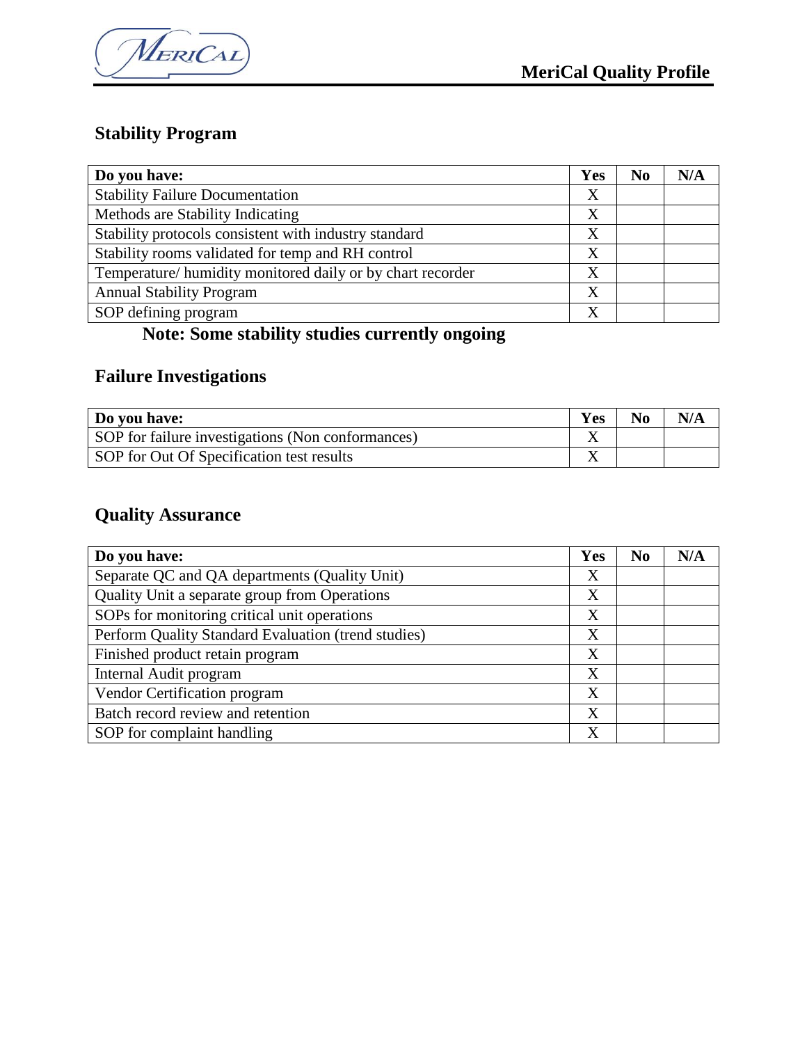## Stability Program

| Do you have: | Yes | No | N/A |
|---|---|---|---|
| Stability Failure Documentation | X | | |
| Methods are Stability Indicating | X | | |
| Stability protocols consistent with industry standard | X | | |
| Stability rooms validated for temp and RH control | X | | |
| Temperature/ humidity monitored daily or by chart recorder | X | | |
| Annual Stability Program | X | | |
| SOP defining program | X | | |

**Note: Some stability studies currently ongoing**

## Failure Investigations

| Do you have: | Yes | No | N/A |
|---|---|---|---|
| SOP for failure investigations (Non conformances) | X | | |
| SOP for Out Of Specification test results | X | | |

## Quality Assurance

| Do you have: | Yes | No | N/A |
|---|---|---|---|
| Separate QC and QA departments (Quality Unit) | X | | |
| Quality Unit a separate group from Operations | X | | |
| SOPs for monitoring critical unit operations | X | | |
| Perform Quality Standard Evaluation (trend studies) | X | | |
| Finished product retain program | X | | |
| Internal Audit program | X | | |
| Vendor Certification program | X | | |
| Batch record review and retention | X | | |
| SOP for complaint handling | X | | |